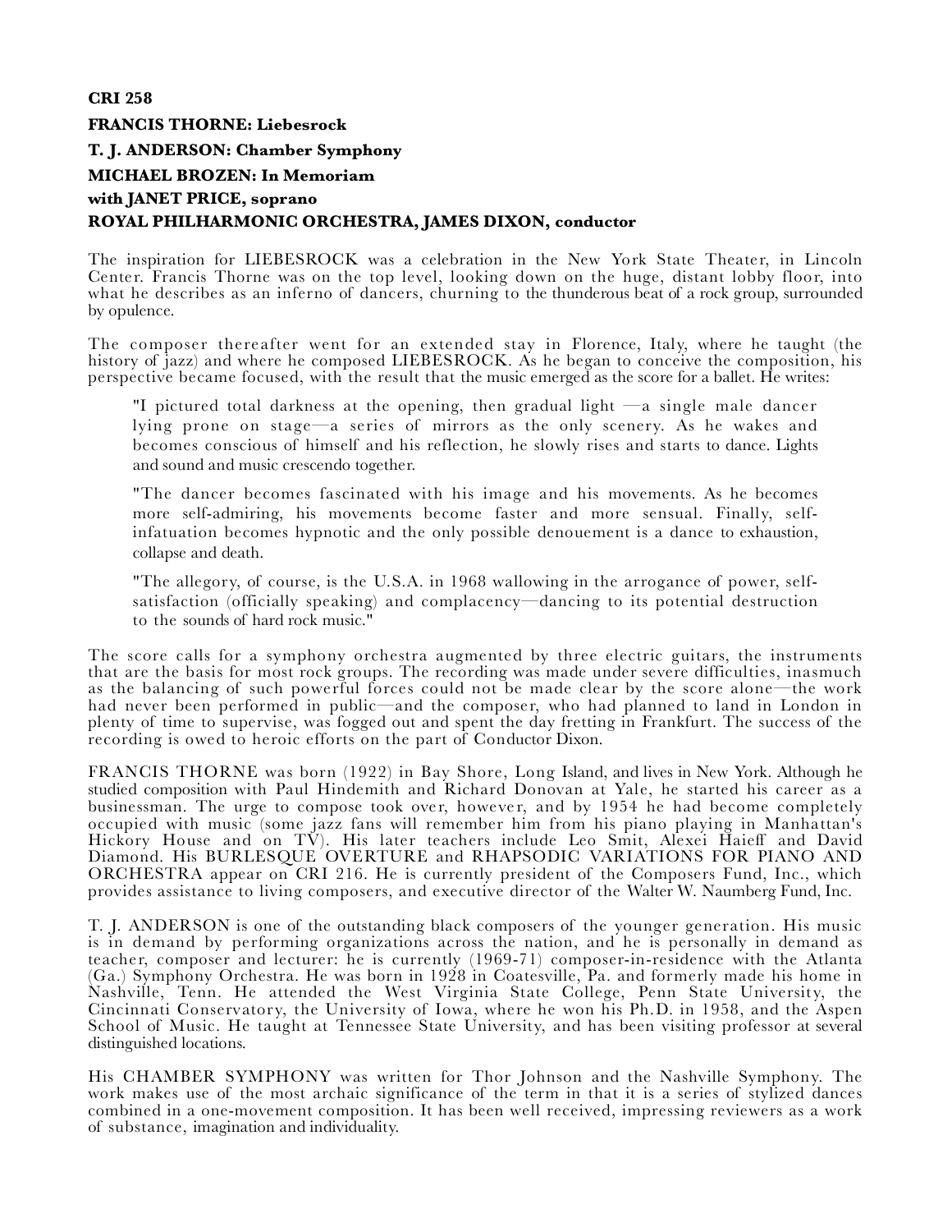**CRI 258**

**FRANCIS THORNE: Liebesrock**

**T. J. ANDERSON: Chamber Symphony**

**MICHAEL BROZEN: In Memoriam**

**with JANET PRICE, soprano**

**ROYAL PHILHARMONIC ORCHESTRA, JAMES DIXON, conductor**

The inspiration for LIEBESROCK was a celebration in the New York State Theater, in Lincoln Center. Francis Thorne was on the top level, looking down on the huge, distant lobby floor, into what he describes as an inferno of dancers, churning to the thunderous beat of a rock group, surrounded by opulence.

The composer thereafter went for an extended stay in Florence, Italy, where he taught (the history of jazz) and where he composed LIEBESROCK. As he began to conceive the composition, his perspective became focused, with the result that the music emerged as the score for a ballet. He writes:

> "I pictured total darkness at the opening, then gradual light —a single male dancer lying prone on stage—a series of mirrors as the only scenery. As he wakes and becomes conscious of himself and his reflection, he slowly rises and starts to dance. Lights and sound and music crescendo together.
>
> "The dancer becomes fascinated with his image and his movements. As he becomes more self-admiring, his movements become faster and more sensual. Finally, self-infatuation becomes hypnotic and the only possible denouement is a dance to exhaustion, collapse and death.
>
> "The allegory, of course, is the U.S.A. in 1968 wallowing in the arrogance of power, self-satisfaction (officially speaking) and complacency—dancing to its potential destruction to the sounds of hard rock music."

The score calls for a symphony orchestra augmented by three electric guitars, the instruments that are the basis for most rock groups. The recording was made under severe difficulties, inasmuch as the balancing of such powerful forces could not be made clear by the score alone—the work had never been performed in public—and the composer, who had planned to land in London in plenty of time to supervise, was fogged out and spent the day fretting in Frankfurt. The success of the recording is owed to heroic efforts on the part of Conductor Dixon.

FRANCIS THORNE was born (1922) in Bay Shore, Long Island, and lives in New York. Although he studied composition with Paul Hindemith and Richard Donovan at Yale, he started his career as a businessman. The urge to compose took over, however, and by 1954 he had become completely occupied with music (some jazz fans will remember him from his piano playing in Manhattan's Hickory House and on TV). His later teachers include Leo Smit, Alexei Haieff and David Diamond. His BURLESQUE OVERTURE and RHAPSODIC VARIATIONS FOR PIANO AND ORCHESTRA appear on CRI 216. He is currently president of the Composers Fund, Inc., which provides assistance to living composers, and executive director of the Walter W. Naumberg Fund, Inc.

T. J. ANDERSON is one of the outstanding black composers of the younger generation. His music is in demand by performing organizations across the nation, and he is personally in demand as teacher, composer and lecturer: he is currently (1969-71) composer-in-residence with the Atlanta (Ga.) Symphony Orchestra. He was born in 1928 in Coatesville, Pa. and formerly made his home in Nashville, Tenn. He attended the West Virginia State College, Penn State University, the Cincinnati Conservatory, the University of Iowa, where he won his Ph.D. in 1958, and the Aspen School of Music. He taught at Tennessee State University, and has been visiting professor at several distinguished locations.

His CHAMBER SYMPHONY was written for Thor Johnson and the Nashville Symphony. The work makes use of the most archaic significance of the term in that it is a series of stylized dances combined in a one-movement composition. It has been well received, impressing reviewers as a work of substance, imagination and individuality.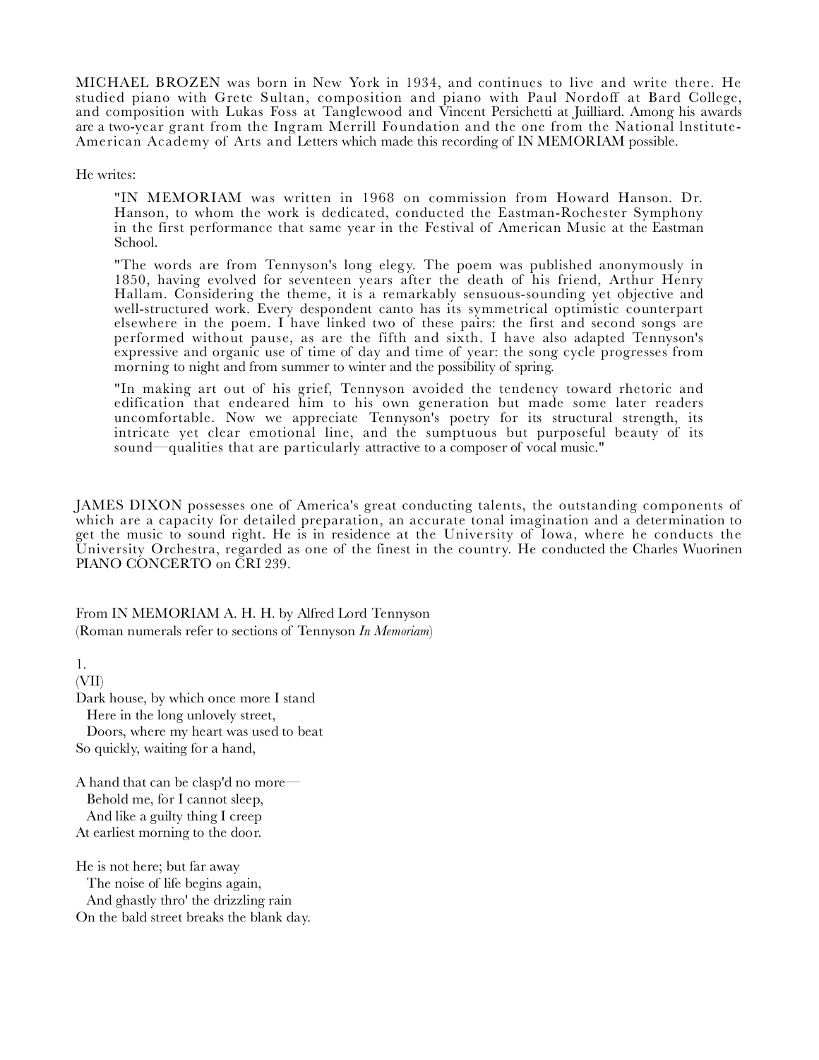MICHAEL BROZEN was born in New York in 1934, and continues to live and write there. He studied piano with Grete Sultan, composition and piano with Paul Nordoff at Bard College, and composition with Lukas Foss at Tanglewood and Vincent Persichetti at Juilliard. Among his awards are a two-year grant from the Ingram Merrill Foundation and the one from the National lnstitute-American Academy of Arts and Letters which made this recording of IN MEMORIAM possible.

He writes:

> "IN MEMORIAM was written in 1968 on commission from Howard Hanson. Dr. Hanson, to whom the work is dedicated, conducted the Eastman-Rochester Symphony in the first performance that same year in the Festival of American Music at the Eastman School.
>
> "The words are from Tennyson's long elegy. The poem was published anonymously in 1850, having evolved for seventeen years after the death of his friend, Arthur Henry Hallam. Considering the theme, it is a remarkably sensuous-sounding yet objective and well-structured work. Every despondent canto has its symmetrical optimistic counterpart elsewhere in the poem. I have linked two of these pairs: the first and second songs are performed without pause, as are the fifth and sixth. I have also adapted Tennyson's expressive and organic use of time of day and time of year: the song cycle progresses from morning to night and from summer to winter and the possibility of spring.
>
> "In making art out of his grief, Tennyson avoided the tendency toward rhetoric and edification that endeared him to his own generation but made some later readers uncomfortable. Now we appreciate Tennyson's poetry for its structural strength, its intricate yet clear emotional line, and the sumptuous but purposeful beauty of its sound—qualities that are particularly attractive to a composer of vocal music."

JAMES DIXON possesses one of America's great conducting talents, the outstanding components of which are a capacity for detailed preparation, an accurate tonal imagination and a determination to get the music to sound right. He is in residence at the University of Iowa, where he conducts the University Orchestra, regarded as one of the finest in the country. He conducted the Charles Wuorinen PIANO CONCERTO on CRI 239.

From IN MEMORIAM A. H. H. by Alfred Lord Tennyson
(Roman numerals refer to sections of Tennyson *In Memoriam*)

1.
(VII)
Dark house, by which once more I stand
  Here in the long unlovely street,
  Doors, where my heart was used to beat
So quickly, waiting for a hand,

A hand that can be clasp'd no more—
  Behold me, for I cannot sleep,
  And like a guilty thing I creep
At earliest morning to the door.

He is not here; but far away
  The noise of life begins again,
  And ghastly thro' the drizzling rain
On the bald street breaks the blank day.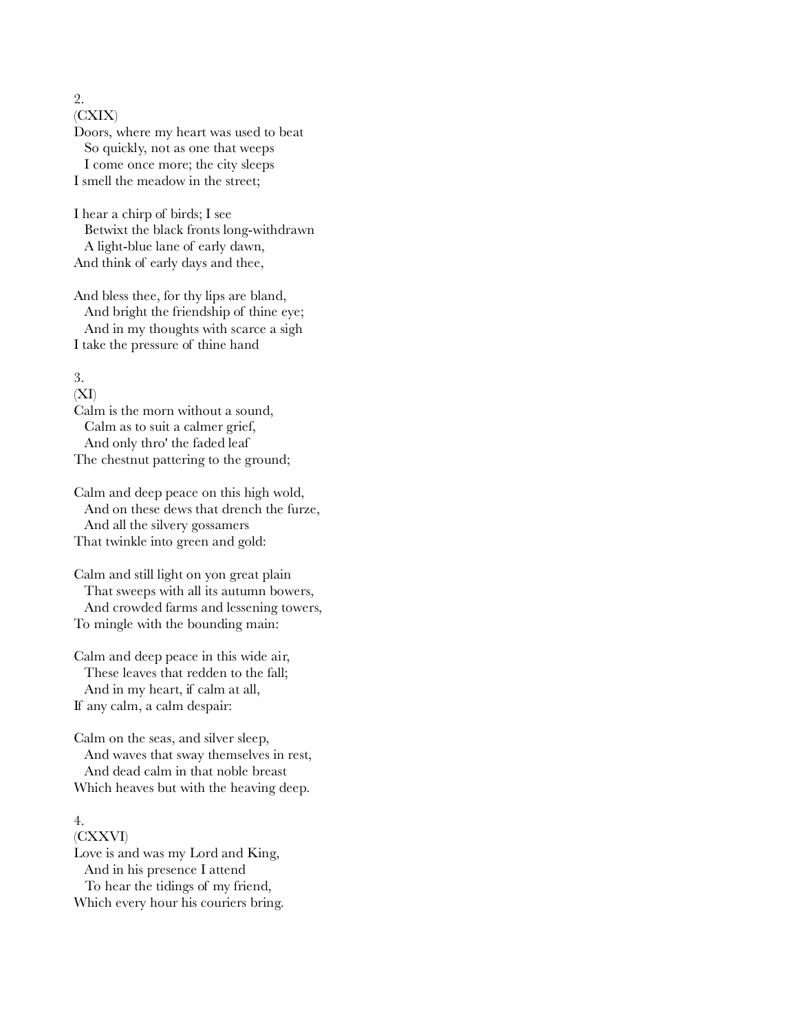2.
(CXIX)
Doors, where my heart was used to beat
  So quickly, not as one that weeps
  I come once more; the city sleeps
I smell the meadow in the street;

I hear a chirp of birds; I see
  Betwixt the black fronts long-withdrawn
  A light-blue lane of early dawn,
And think of early days and thee,

And bless thee, for thy lips are bland,
  And bright the friendship of thine eye;
  And in my thoughts with scarce a sigh
I take the pressure of thine hand

3.
(XI)
Calm is the morn without a sound,
  Calm as to suit a calmer grief,
  And only thro' the faded leaf
The chestnut pattering to the ground;

Calm and deep peace on this high wold,
  And on these dews that drench the furze,
  And all the silvery gossamers
That twinkle into green and gold:

Calm and still light on yon great plain
  That sweeps with all its autumn bowers,
  And crowded farms and lessening towers,
To mingle with the bounding main:

Calm and deep peace in this wide air,
  These leaves that redden to the fall;
  And in my heart, if calm at all,
If any calm, a calm despair:

Calm on the seas, and silver sleep,
  And waves that sway themselves in rest,
  And dead calm in that noble breast
Which heaves but with the heaving deep.

4.
(CXXVI)
Love is and was my Lord and King,
  And in his presence I attend
  To hear the tidings of my friend,
Which every hour his couriers bring.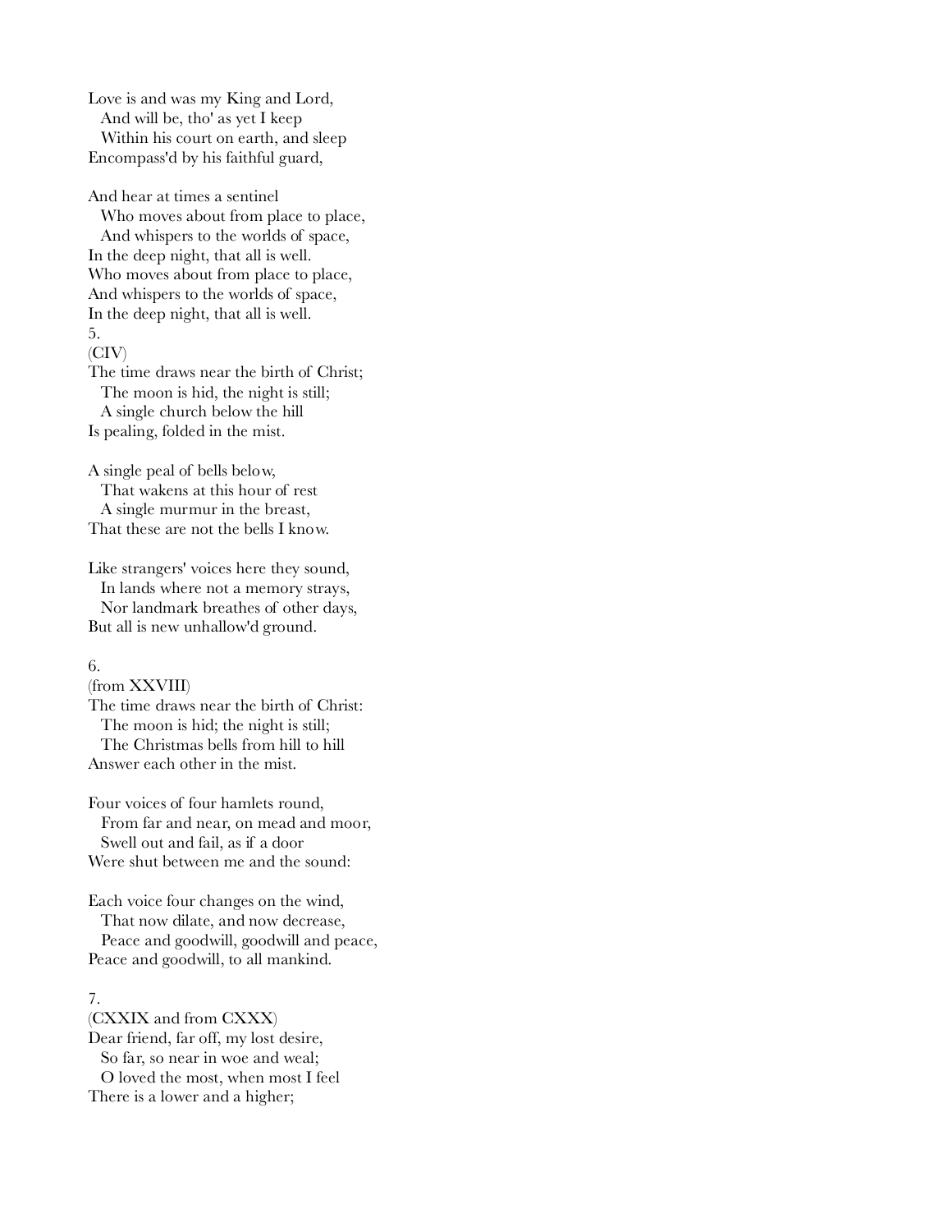Love is and was my King and Lord,
  And will be, tho' as yet I keep
  Within his court on earth, and sleep
Encompass'd by his faithful guard,

And hear at times a sentinel
  Who moves about from place to place,
  And whispers to the worlds of space,
In the deep night, that all is well.
Who moves about from place to place,
And whispers to the worlds of space,
In the deep night, that all is well.
5.
(CIV)
The time draws near the birth of Christ;
  The moon is hid, the night is still;
  A single church below the hill
Is pealing, folded in the mist.

A single peal of bells below,
  That wakens at this hour of rest
  A single murmur in the breast,
That these are not the bells I know.

Like strangers' voices here they sound,
  In lands where not a memory strays,
  Nor landmark breathes of other days,
But all is new unhallow'd ground.

6.
(from XXVIII)
The time draws near the birth of Christ:
  The moon is hid; the night is still;
  The Christmas bells from hill to hill
Answer each other in the mist.

Four voices of four hamlets round,
  From far and near, on mead and moor,
  Swell out and fail, as if a door
Were shut between me and the sound:

Each voice four changes on the wind,
  That now dilate, and now decrease,
  Peace and goodwill, goodwill and peace,
Peace and goodwill, to all mankind.

7.
(CXXIX and from CXXX)
Dear friend, far off, my lost desire,
  So far, so near in woe and weal;
  O loved the most, when most I feel
There is a lower and a higher;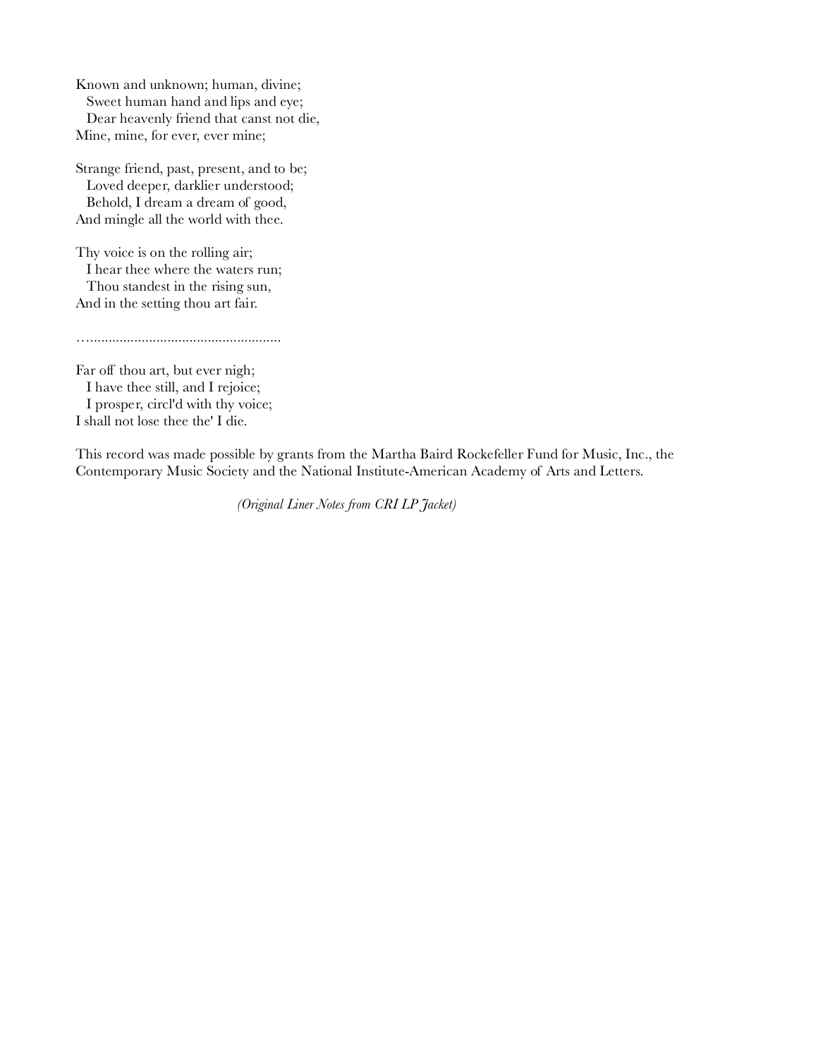Known and unknown; human, divine;
  Sweet human hand and lips and eye;
  Dear heavenly friend that canst not die,
Mine, mine, for ever, ever mine;

Strange friend, past, present, and to be;
  Loved deeper, darklier understood;
  Behold, I dream a dream of good,
And mingle all the world with thee.

Thy voice is on the rolling air;
  I hear thee where the waters run;
  Thou standest in the rising sun,
And in the setting thou art fair.

…....................................................

Far off thou art, but ever nigh;
  I have thee still, and I rejoice;
  I prosper, circl'd with thy voice;
I shall not lose thee the' I die.

This record was made possible by grants from the Martha Baird Rockefeller Fund for Music, Inc., the Contemporary Music Society and the National Institute-American Academy of Arts and Letters.

*(Original Liner Notes from CRI LP Jacket)*